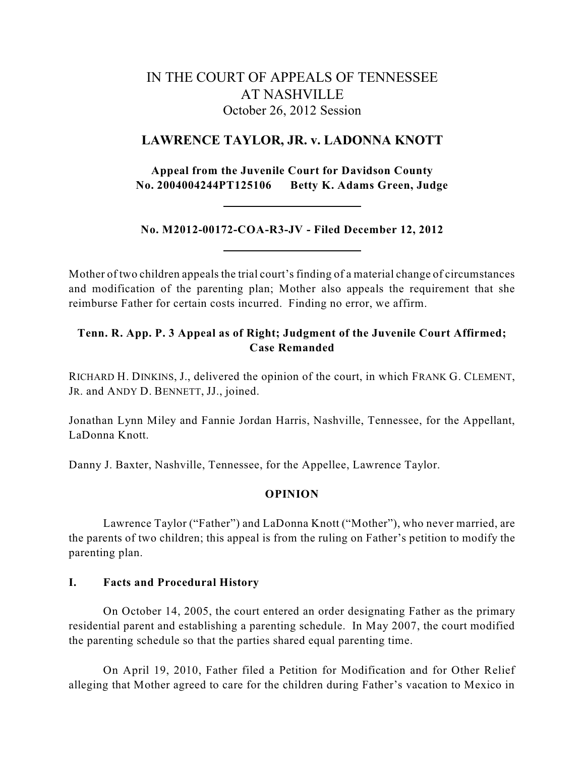# IN THE COURT OF APPEALS OF TENNESSEE
# AT NASHVILLE
October 26, 2012 Session

## LAWRENCE TAYLOR, JR. v. LADONNA KNOTT

**Appeal from the Juvenile Court for Davidson County**
**No. 2004004244PT125106 Betty K. Adams Green, Judge**

---

**No. M2012-00172-COA-R3-JV - Filed December 12, 2012**

---

Mother of two children appeals the trial court's finding of a material change of circumstances and modification of the parenting plan; Mother also appeals the requirement that she reimburse Father for certain costs incurred. Finding no error, we affirm.

**Tenn. R. App. P. 3 Appeal as of Right; Judgment of the Juvenile Court Affirmed; Case Remanded**

RICHARD H. DINKINS, J., delivered the opinion of the court, in which FRANK G. CLEMENT, JR. and ANDY D. BENNETT, JJ., joined.

Jonathan Lynn Miley and Fannie Jordan Harris, Nashville, Tennessee, for the Appellant, LaDonna Knott.

Danny J. Baxter, Nashville, Tennessee, for the Appellee, Lawrence Taylor.

## OPINION

Lawrence Taylor ("Father") and LaDonna Knott ("Mother"), who never married, are the parents of two children; this appeal is from the ruling on Father's petition to modify the parenting plan.

### I. Facts and Procedural History

On October 14, 2005, the court entered an order designating Father as the primary residential parent and establishing a parenting schedule. In May 2007, the court modified the parenting schedule so that the parties shared equal parenting time.

On April 19, 2010, Father filed a Petition for Modification and for Other Relief alleging that Mother agreed to care for the children during Father's vacation to Mexico in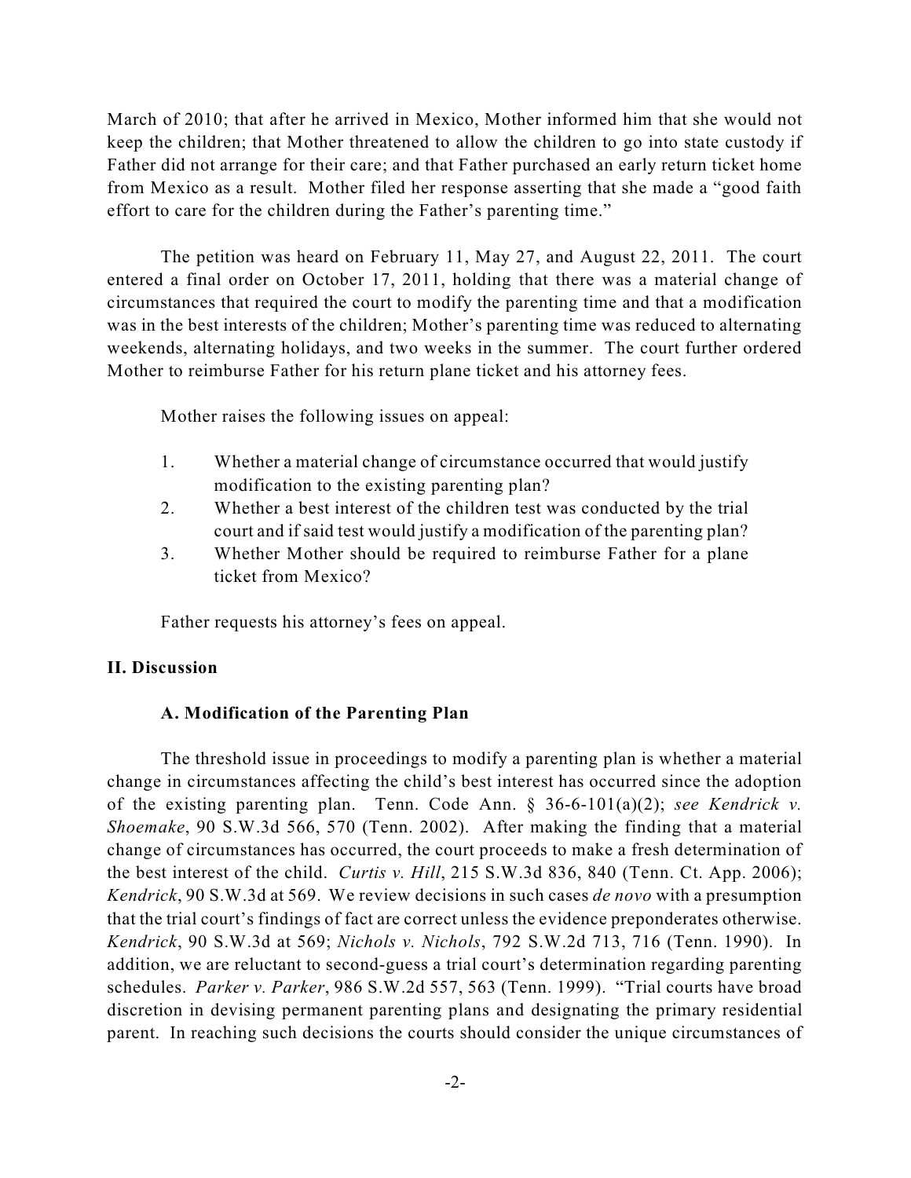March of 2010; that after he arrived in Mexico, Mother informed him that she would not keep the children; that Mother threatened to allow the children to go into state custody if Father did not arrange for their care; and that Father purchased an early return ticket home from Mexico as a result. Mother filed her response asserting that she made a "good faith effort to care for the children during the Father's parenting time."

The petition was heard on February 11, May 27, and August 22, 2011. The court entered a final order on October 17, 2011, holding that there was a material change of circumstances that required the court to modify the parenting time and that a modification was in the best interests of the children; Mother's parenting time was reduced to alternating weekends, alternating holidays, and two weeks in the summer. The court further ordered Mother to reimburse Father for his return plane ticket and his attorney fees.

Mother raises the following issues on appeal:

1. Whether a material change of circumstance occurred that would justify modification to the existing parenting plan?
2. Whether a best interest of the children test was conducted by the trial court and if said test would justify a modification of the parenting plan?
3. Whether Mother should be required to reimburse Father for a plane ticket from Mexico?

Father requests his attorney's fees on appeal.

## II. Discussion

### A. Modification of the Parenting Plan

The threshold issue in proceedings to modify a parenting plan is whether a material change in circumstances affecting the child's best interest has occurred since the adoption of the existing parenting plan. Tenn. Code Ann. § 36-6-101(a)(2); *see Kendrick v. Shoemake*, 90 S.W.3d 566, 570 (Tenn. 2002). After making the finding that a material change of circumstances has occurred, the court proceeds to make a fresh determination of the best interest of the child. *Curtis v. Hill*, 215 S.W.3d 836, 840 (Tenn. Ct. App. 2006); *Kendrick*, 90 S.W.3d at 569. We review decisions in such cases *de novo* with a presumption that the trial court's findings of fact are correct unless the evidence preponderates otherwise. *Kendrick*, 90 S.W.3d at 569; *Nichols v. Nichols*, 792 S.W.2d 713, 716 (Tenn. 1990). In addition, we are reluctant to second-guess a trial court's determination regarding parenting schedules. *Parker v. Parker*, 986 S.W.2d 557, 563 (Tenn. 1999). "Trial courts have broad discretion in devising permanent parenting plans and designating the primary residential parent. In reaching such decisions the courts should consider the unique circumstances of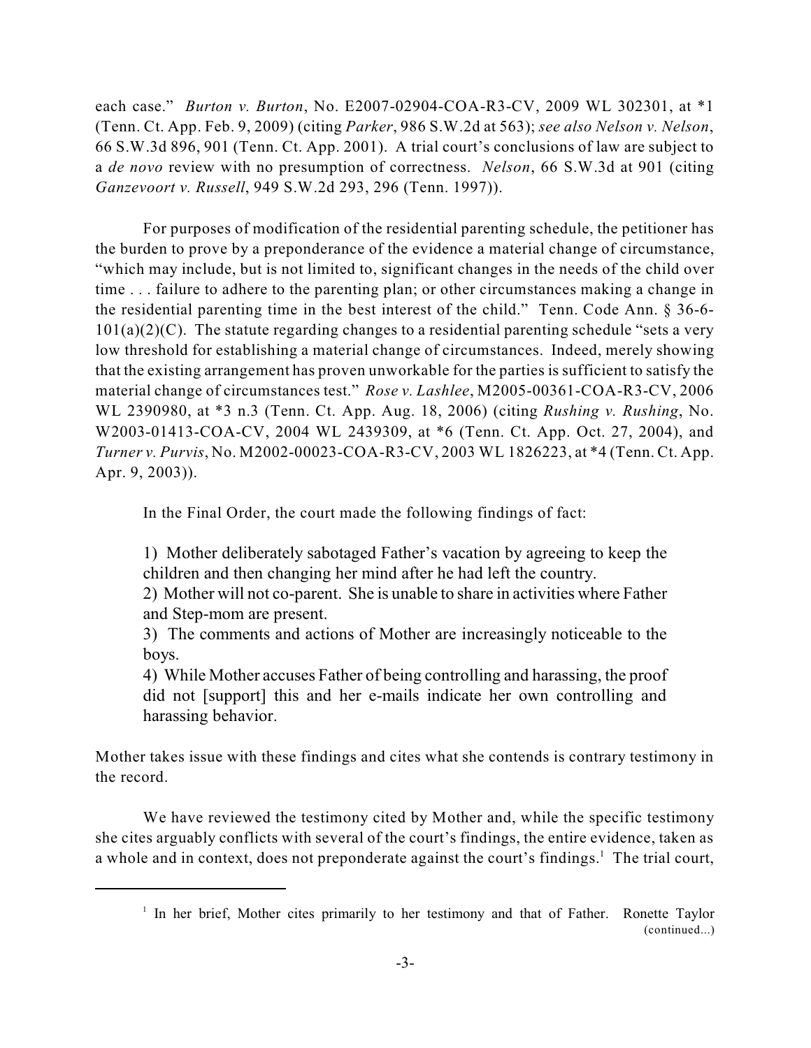each case." *Burton v. Burton*, No. E2007-02904-COA-R3-CV, 2009 WL 302301, at *1 (Tenn. Ct. App. Feb. 9, 2009) (citing *Parker*, 986 S.W.2d at 563); *see also Nelson v. Nelson*, 66 S.W.3d 896, 901 (Tenn. Ct. App. 2001). A trial court's conclusions of law are subject to a *de novo* review with no presumption of correctness. *Nelson*, 66 S.W.3d at 901 (citing *Ganzevoort v. Russell*, 949 S.W.2d 293, 296 (Tenn. 1997)).

For purposes of modification of the residential parenting schedule, the petitioner has the burden to prove by a preponderance of the evidence a material change of circumstance, "which may include, but is not limited to, significant changes in the needs of the child over time . . . failure to adhere to the parenting plan; or other circumstances making a change in the residential parenting time in the best interest of the child." Tenn. Code Ann. § 36-6-101(a)(2)(C). The statute regarding changes to a residential parenting schedule "sets a very low threshold for establishing a material change of circumstances. Indeed, merely showing that the existing arrangement has proven unworkable for the parties is sufficient to satisfy the material change of circumstances test." *Rose v. Lashlee*, M2005-00361-COA-R3-CV, 2006 WL 2390980, at *3 n.3 (Tenn. Ct. App. Aug. 18, 2006) (citing *Rushing v. Rushing*, No. W2003-01413-COA-CV, 2004 WL 2439309, at *6 (Tenn. Ct. App. Oct. 27, 2004), and *Turner v. Purvis*, No. M2002-00023-COA-R3-CV, 2003 WL 1826223, at *4 (Tenn. Ct. App. Apr. 9, 2003)).

In the Final Order, the court made the following findings of fact:

> 1) Mother deliberately sabotaged Father's vacation by agreeing to keep the children and then changing her mind after he had left the country.
> 2) Mother will not co-parent. She is unable to share in activities where Father and Step-mom are present.
> 3) The comments and actions of Mother are increasingly noticeable to the boys.
> 4) While Mother accuses Father of being controlling and harassing, the proof did not [support] this and her e-mails indicate her own controlling and harassing behavior.

Mother takes issue with these findings and cites what she contends is contrary testimony in the record.

We have reviewed the testimony cited by Mother and, while the specific testimony she cites arguably conflicts with several of the court's findings, the entire evidence, taken as a whole and in context, does not preponderate against the court's findings.[1] The trial court,

---

[1] In her brief, Mother cites primarily to her testimony and that of Father. Ronette Taylor (continued...)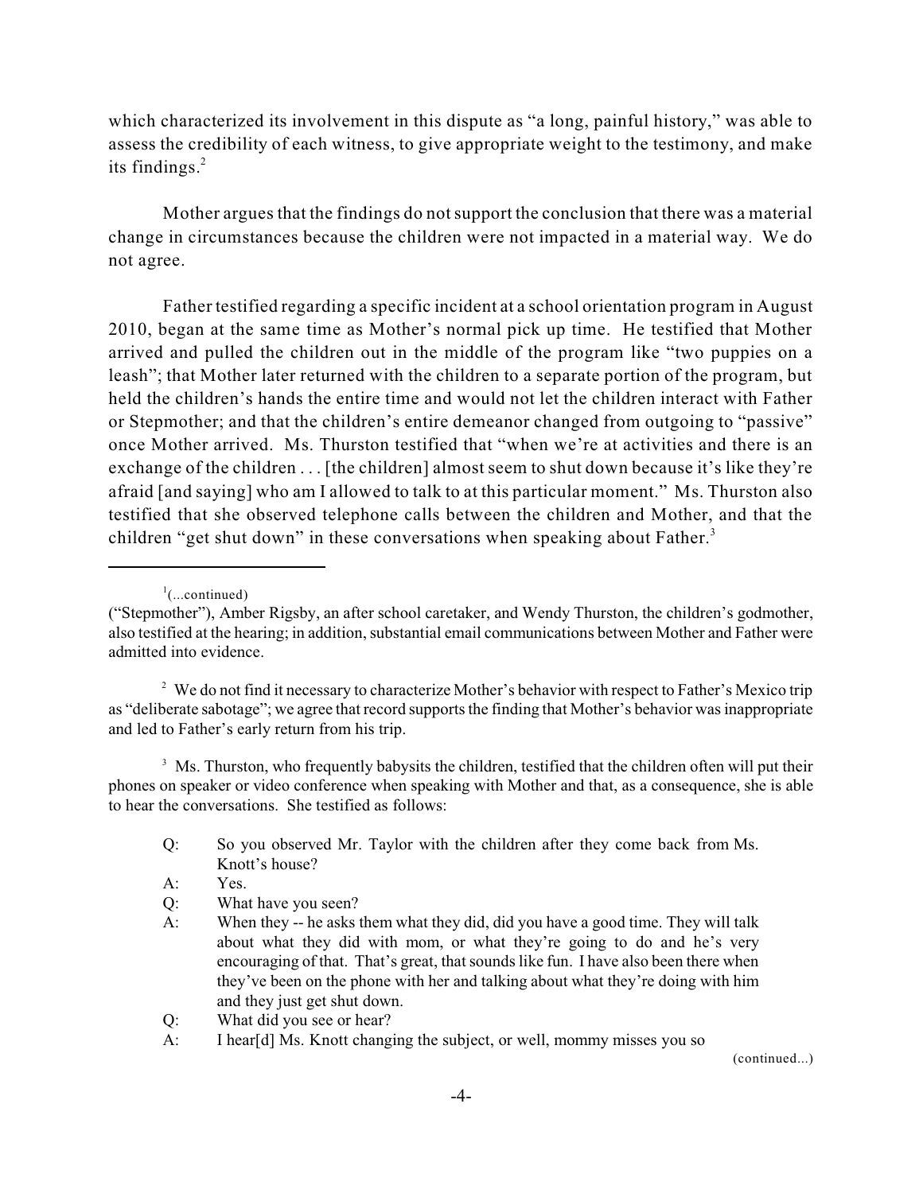which characterized its involvement in this dispute as "a long, painful history," was able to assess the credibility of each witness, to give appropriate weight to the testimony, and make its findings.[2]

Mother argues that the findings do not support the conclusion that there was a material change in circumstances because the children were not impacted in a material way. We do not agree.

Father testified regarding a specific incident at a school orientation program in August 2010, began at the same time as Mother's normal pick up time. He testified that Mother arrived and pulled the children out in the middle of the program like "two puppies on a leash"; that Mother later returned with the children to a separate portion of the program, but held the children's hands the entire time and would not let the children interact with Father or Stepmother; and that the children's entire demeanor changed from outgoing to "passive" once Mother arrived. Ms. Thurston testified that "when we're at activities and there is an exchange of the children . . . [the children] almost seem to shut down because it's like they're afraid [and saying] who am I allowed to talk to at this particular moment." Ms. Thurston also testified that she observed telephone calls between the children and Mother, and that the children "get shut down" in these conversations when speaking about Father.[3]

---

[1](...continued)
("Stepmother"), Amber Rigsby, an after school caretaker, and Wendy Thurston, the children's godmother, also testified at the hearing; in addition, substantial email communications between Mother and Father were admitted into evidence.

[2] We do not find it necessary to characterize Mother's behavior with respect to Father's Mexico trip as "deliberate sabotage"; we agree that record supports the finding that Mother's behavior was inappropriate and led to Father's early return from his trip.

[3] Ms. Thurston, who frequently babysits the children, testified that the children often will put their phones on speaker or video conference when speaking with Mother and that, as a consequence, she is able to hear the conversations. She testified as follows:

> Q: So you observed Mr. Taylor with the children after they come back from Ms. Knott's house?
>
> A: Yes.
>
> Q: What have you seen?
>
> A: When they -- he asks them what they did, did you have a good time. They will talk about what they did with mom, or what they're going to do and he's very encouraging of that. That's great, that sounds like fun. I have also been there when they've been on the phone with her and talking about what they're doing with him and they just get shut down.
>
> Q: What did you see or hear?
>
> A: I hear[d] Ms. Knott changing the subject, or well, mommy misses you so

(continued...)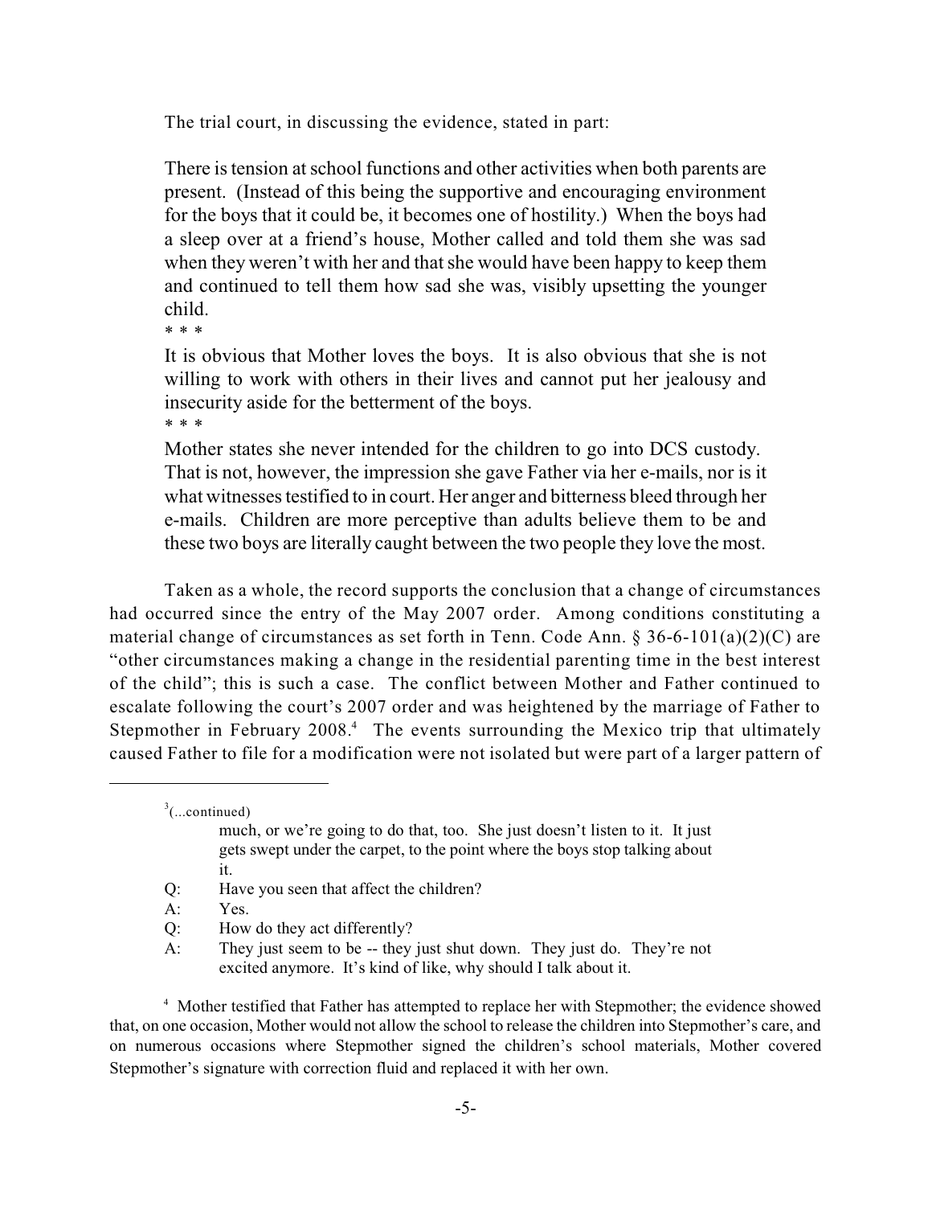The trial court, in discussing the evidence, stated in part:

> There is tension at school functions and other activities when both parents are present. (Instead of this being the supportive and encouraging environment for the boys that it could be, it becomes one of hostility.) When the boys had a sleep over at a friend's house, Mother called and told them she was sad when they weren't with her and that she would have been happy to keep them and continued to tell them how sad she was, visibly upsetting the younger child.
>
> * * *
>
> It is obvious that Mother loves the boys. It is also obvious that she is not willing to work with others in their lives and cannot put her jealousy and insecurity aside for the betterment of the boys.
>
> * * *
>
> Mother states she never intended for the children to go into DCS custody. That is not, however, the impression she gave Father via her e-mails, nor is it what witnesses testified to in court. Her anger and bitterness bleed through her e-mails. Children are more perceptive than adults believe them to be and these two boys are literally caught between the two people they love the most.

Taken as a whole, the record supports the conclusion that a change of circumstances had occurred since the entry of the May 2007 order. Among conditions constituting a material change of circumstances as set forth in Tenn. Code Ann. § 36-6-101(a)(2)(C) are "other circumstances making a change in the residential parenting time in the best interest of the child"; this is such a case. The conflict between Mother and Father continued to escalate following the court's 2007 order and was heightened by the marriage of Father to Stepmother in February 2008.[4] The events surrounding the Mexico trip that ultimately caused Father to file for a modification were not isolated but were part of a larger pattern of

---

[3](...continued)

> much, or we're going to do that, too. She just doesn't listen to it. It just gets swept under the carpet, to the point where the boys stop talking about it.
>
> Q: Have you seen that affect the children?
>
> A: Yes.
>
> Q: How do they act differently?
>
> A: They just seem to be -- they just shut down. They just do. They're not excited anymore. It's kind of like, why should I talk about it.

[4] Mother testified that Father has attempted to replace her with Stepmother; the evidence showed that, on one occasion, Mother would not allow the school to release the children into Stepmother's care, and on numerous occasions where Stepmother signed the children's school materials, Mother covered Stepmother's signature with correction fluid and replaced it with her own.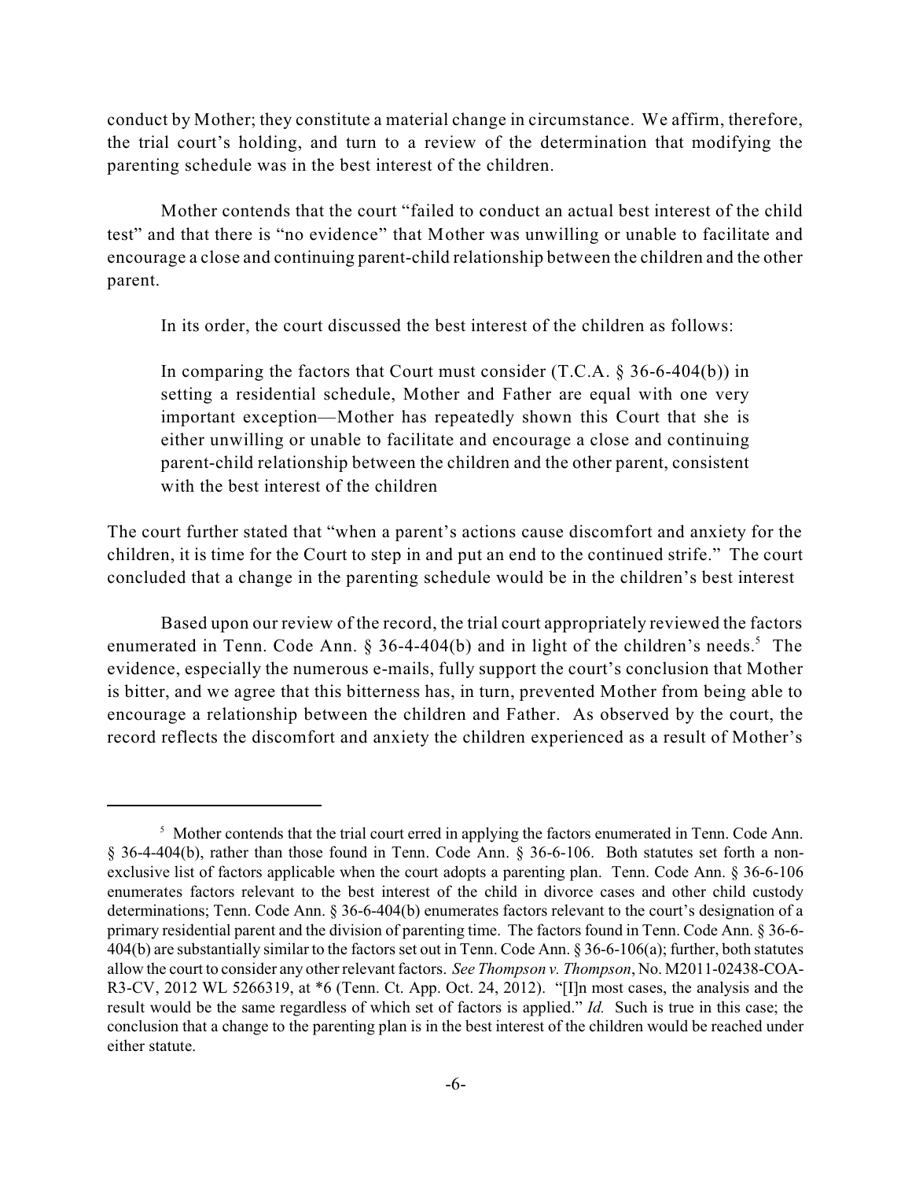conduct by Mother; they constitute a material change in circumstance. We affirm, therefore, the trial court's holding, and turn to a review of the determination that modifying the parenting schedule was in the best interest of the children.

Mother contends that the court "failed to conduct an actual best interest of the child test" and that there is "no evidence" that Mother was unwilling or unable to facilitate and encourage a close and continuing parent-child relationship between the children and the other parent.

In its order, the court discussed the best interest of the children as follows:

> In comparing the factors that Court must consider (T.C.A. § 36-6-404(b)) in setting a residential schedule, Mother and Father are equal with one very important exception—Mother has repeatedly shown this Court that she is either unwilling or unable to facilitate and encourage a close and continuing parent-child relationship between the children and the other parent, consistent with the best interest of the children

The court further stated that "when a parent's actions cause discomfort and anxiety for the children, it is time for the Court to step in and put an end to the continued strife." The court concluded that a change in the parenting schedule would be in the children's best interest

Based upon our review of the record, the trial court appropriately reviewed the factors enumerated in Tenn. Code Ann. § 36-4-404(b) and in light of the children's needs.[5] The evidence, especially the numerous e-mails, fully support the court's conclusion that Mother is bitter, and we agree that this bitterness has, in turn, prevented Mother from being able to encourage a relationship between the children and Father. As observed by the court, the record reflects the discomfort and anxiety the children experienced as a result of Mother's

---

[5] Mother contends that the trial court erred in applying the factors enumerated in Tenn. Code Ann. § 36-4-404(b), rather than those found in Tenn. Code Ann. § 36-6-106. Both statutes set forth a non-exclusive list of factors applicable when the court adopts a parenting plan. Tenn. Code Ann. § 36-6-106 enumerates factors relevant to the best interest of the child in divorce cases and other child custody determinations; Tenn. Code Ann. § 36-6-404(b) enumerates factors relevant to the court's designation of a primary residential parent and the division of parenting time. The factors found in Tenn. Code Ann. § 36-6-404(b) are substantially similar to the factors set out in Tenn. Code Ann. § 36-6-106(a); further, both statutes allow the court to consider any other relevant factors. *See Thompson v. Thompson*, No. M2011-02438-COA-R3-CV, 2012 WL 5266319, at *6 (Tenn. Ct. App. Oct. 24, 2012). "[I]n most cases, the analysis and the result would be the same regardless of which set of factors is applied." *Id.* Such is true in this case; the conclusion that a change to the parenting plan is in the best interest of the children would be reached under either statute.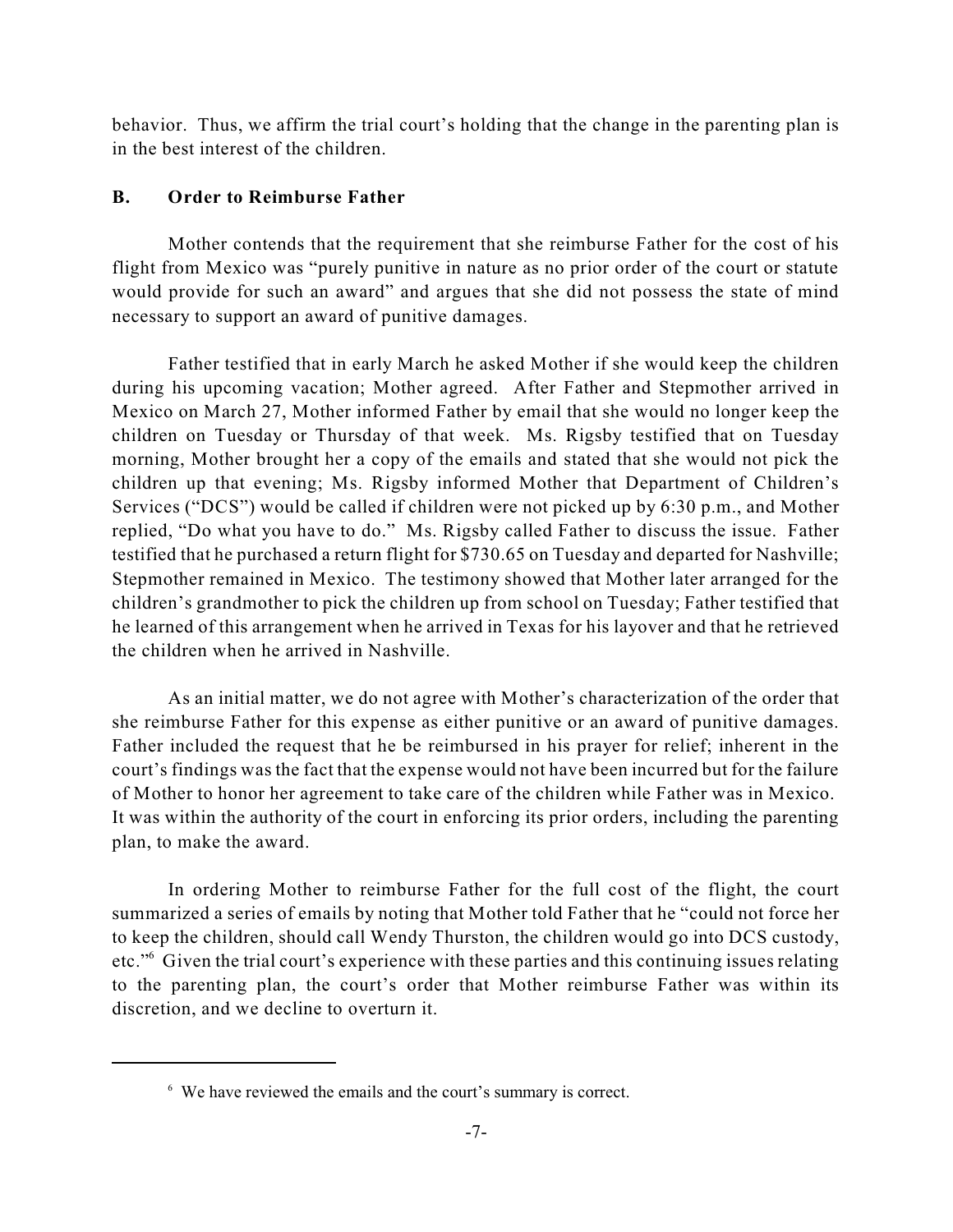behavior. Thus, we affirm the trial court's holding that the change in the parenting plan is in the best interest of the children.

### B. Order to Reimburse Father

Mother contends that the requirement that she reimburse Father for the cost of his flight from Mexico was "purely punitive in nature as no prior order of the court or statute would provide for such an award" and argues that she did not possess the state of mind necessary to support an award of punitive damages.

Father testified that in early March he asked Mother if she would keep the children during his upcoming vacation; Mother agreed. After Father and Stepmother arrived in Mexico on March 27, Mother informed Father by email that she would no longer keep the children on Tuesday or Thursday of that week. Ms. Rigsby testified that on Tuesday morning, Mother brought her a copy of the emails and stated that she would not pick the children up that evening; Ms. Rigsby informed Mother that Department of Children's Services ("DCS") would be called if children were not picked up by 6:30 p.m., and Mother replied, "Do what you have to do." Ms. Rigsby called Father to discuss the issue. Father testified that he purchased a return flight for $730.65 on Tuesday and departed for Nashville; Stepmother remained in Mexico. The testimony showed that Mother later arranged for the children's grandmother to pick the children up from school on Tuesday; Father testified that he learned of this arrangement when he arrived in Texas for his layover and that he retrieved the children when he arrived in Nashville.

As an initial matter, we do not agree with Mother's characterization of the order that she reimburse Father for this expense as either punitive or an award of punitive damages. Father included the request that he be reimbursed in his prayer for relief; inherent in the court's findings was the fact that the expense would not have been incurred but for the failure of Mother to honor her agreement to take care of the children while Father was in Mexico. It was within the authority of the court in enforcing its prior orders, including the parenting plan, to make the award.

In ordering Mother to reimburse Father for the full cost of the flight, the court summarized a series of emails by noting that Mother told Father that he "could not force her to keep the children, should call Wendy Thurston, the children would go into DCS custody, etc."[6] Given the trial court's experience with these parties and this continuing issues relating to the parenting plan, the court's order that Mother reimburse Father was within its discretion, and we decline to overturn it.

---

[6] We have reviewed the emails and the court's summary is correct.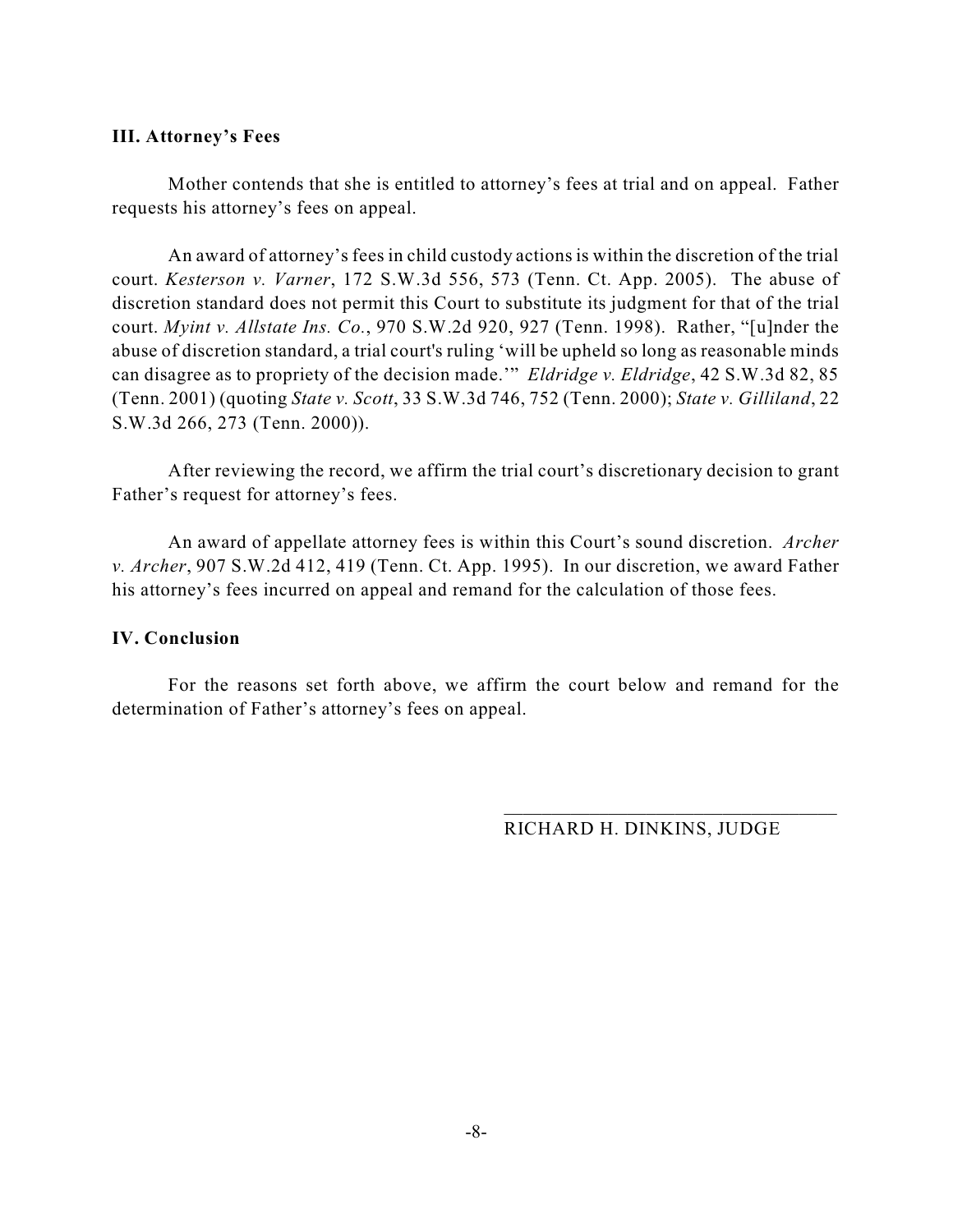### III. Attorney's Fees

Mother contends that she is entitled to attorney's fees at trial and on appeal. Father requests his attorney's fees on appeal.

An award of attorney's fees in child custody actions is within the discretion of the trial court. *Kesterson v. Varner*, 172 S.W.3d 556, 573 (Tenn. Ct. App. 2005). The abuse of discretion standard does not permit this Court to substitute its judgment for that of the trial court. *Myint v. Allstate Ins. Co.*, 970 S.W.2d 920, 927 (Tenn. 1998). Rather, "[u]nder the abuse of discretion standard, a trial court's ruling 'will be upheld so long as reasonable minds can disagree as to propriety of the decision made.'" *Eldridge v. Eldridge*, 42 S.W.3d 82, 85 (Tenn. 2001) (quoting *State v. Scott*, 33 S.W.3d 746, 752 (Tenn. 2000); *State v. Gilliland*, 22 S.W.3d 266, 273 (Tenn. 2000)).

After reviewing the record, we affirm the trial court's discretionary decision to grant Father's request for attorney's fees.

An award of appellate attorney fees is within this Court's sound discretion. *Archer v. Archer*, 907 S.W.2d 412, 419 (Tenn. Ct. App. 1995). In our discretion, we award Father his attorney's fees incurred on appeal and remand for the calculation of those fees.

### IV. Conclusion

For the reasons set forth above, we affirm the court below and remand for the determination of Father's attorney's fees on appeal.

\_\_\_\_\_\_\_\_\_\_\_\_\_\_\_\_\_\_\_\_\_\_\_\_\_\_\_\_\_\_\_\_\_\_\_

RICHARD H. DINKINS, JUDGE